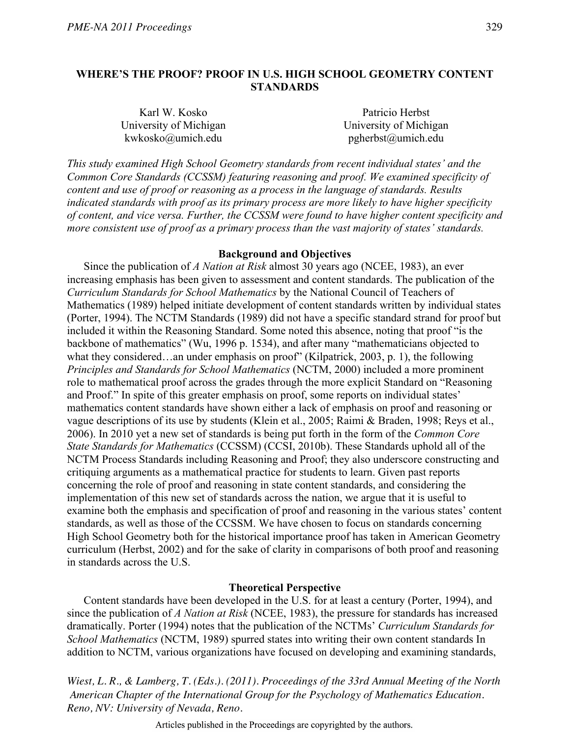# WHERE'S THE PROOF? PROOF IN U.S. HIGH SCHOOL GEOMETRY CONTENT STANDARDS

Karl W. Kosko
University of Michigan
kwkosko@umich.edu

Patricio Herbst
University of Michigan
pgherbst@umich.edu

*This study examined High School Geometry standards from recent individual states' and the Common Core Standards (CCSSM) featuring reasoning and proof. We examined specificity of content and use of proof or reasoning as a process in the language of standards. Results indicated standards with proof as its primary process are more likely to have higher specificity of content, and vice versa. Further, the CCSSM were found to have higher content specificity and more consistent use of proof as a primary process than the vast majority of states' standards.*

## Background and Objectives

Since the publication of *A Nation at Risk* almost 30 years ago (NCEE, 1983), an ever increasing emphasis has been given to assessment and content standards. The publication of the *Curriculum Standards for School Mathematics* by the National Council of Teachers of Mathematics (1989) helped initiate development of content standards written by individual states (Porter, 1994). The NCTM Standards (1989) did not have a specific standard strand for proof but included it within the Reasoning Standard. Some noted this absence, noting that proof "is the backbone of mathematics" (Wu, 1996 p. 1534), and after many "mathematicians objected to what they considered…an under emphasis on proof" (Kilpatrick, 2003, p. 1), the following *Principles and Standards for School Mathematics* (NCTM, 2000) included a more prominent role to mathematical proof across the grades through the more explicit Standard on "Reasoning and Proof." In spite of this greater emphasis on proof, some reports on individual states' mathematics content standards have shown either a lack of emphasis on proof and reasoning or vague descriptions of its use by students (Klein et al., 2005; Raimi & Braden, 1998; Reys et al., 2006). In 2010 yet a new set of standards is being put forth in the form of the *Common Core State Standards for Mathematics* (CCSSM) (CCSI, 2010b). These Standards uphold all of the NCTM Process Standards including Reasoning and Proof; they also underscore constructing and critiquing arguments as a mathematical practice for students to learn. Given past reports concerning the role of proof and reasoning in state content standards, and considering the implementation of this new set of standards across the nation, we argue that it is useful to examine both the emphasis and specification of proof and reasoning in the various states' content standards, as well as those of the CCSSM. We have chosen to focus on standards concerning High School Geometry both for the historical importance proof has taken in American Geometry curriculum (Herbst, 2002) and for the sake of clarity in comparisons of both proof and reasoning in standards across the U.S.

## Theoretical Perspective

Content standards have been developed in the U.S. for at least a century (Porter, 1994), and since the publication of *A Nation at Risk* (NCEE, 1983), the pressure for standards has increased dramatically. Porter (1994) notes that the publication of the NCTMs' *Curriculum Standards for School Mathematics* (NCTM, 1989) spurred states into writing their own content standards In addition to NCTM, various organizations have focused on developing and examining standards,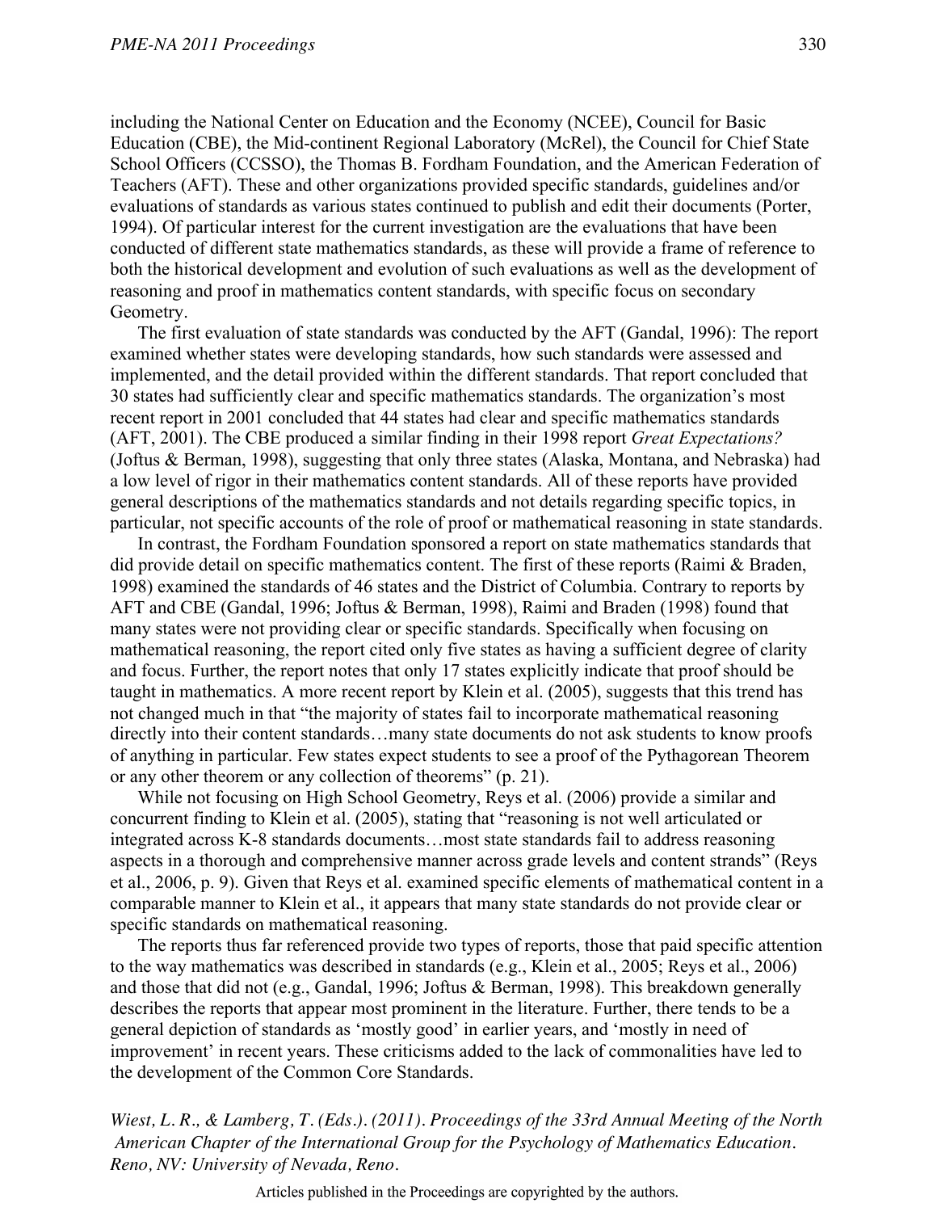including the National Center on Education and the Economy (NCEE), Council for Basic Education (CBE), the Mid-continent Regional Laboratory (McRel), the Council for Chief State School Officers (CCSSO), the Thomas B. Fordham Foundation, and the American Federation of Teachers (AFT). These and other organizations provided specific standards, guidelines and/or evaluations of standards as various states continued to publish and edit their documents (Porter, 1994). Of particular interest for the current investigation are the evaluations that have been conducted of different state mathematics standards, as these will provide a frame of reference to both the historical development and evolution of such evaluations as well as the development of reasoning and proof in mathematics content standards, with specific focus on secondary Geometry.

The first evaluation of state standards was conducted by the AFT (Gandal, 1996): The report examined whether states were developing standards, how such standards were assessed and implemented, and the detail provided within the different standards. That report concluded that 30 states had sufficiently clear and specific mathematics standards. The organization's most recent report in 2001 concluded that 44 states had clear and specific mathematics standards (AFT, 2001). The CBE produced a similar finding in their 1998 report *Great Expectations?* (Joftus & Berman, 1998), suggesting that only three states (Alaska, Montana, and Nebraska) had a low level of rigor in their mathematics content standards. All of these reports have provided general descriptions of the mathematics standards and not details regarding specific topics, in particular, not specific accounts of the role of proof or mathematical reasoning in state standards.

In contrast, the Fordham Foundation sponsored a report on state mathematics standards that did provide detail on specific mathematics content. The first of these reports (Raimi & Braden, 1998) examined the standards of 46 states and the District of Columbia. Contrary to reports by AFT and CBE (Gandal, 1996; Joftus & Berman, 1998), Raimi and Braden (1998) found that many states were not providing clear or specific standards. Specifically when focusing on mathematical reasoning, the report cited only five states as having a sufficient degree of clarity and focus. Further, the report notes that only 17 states explicitly indicate that proof should be taught in mathematics. A more recent report by Klein et al. (2005), suggests that this trend has not changed much in that "the majority of states fail to incorporate mathematical reasoning directly into their content standards…many state documents do not ask students to know proofs of anything in particular. Few states expect students to see a proof of the Pythagorean Theorem or any other theorem or any collection of theorems" (p. 21).

While not focusing on High School Geometry, Reys et al. (2006) provide a similar and concurrent finding to Klein et al. (2005), stating that "reasoning is not well articulated or integrated across K-8 standards documents…most state standards fail to address reasoning aspects in a thorough and comprehensive manner across grade levels and content strands" (Reys et al., 2006, p. 9). Given that Reys et al. examined specific elements of mathematical content in a comparable manner to Klein et al., it appears that many state standards do not provide clear or specific standards on mathematical reasoning.

The reports thus far referenced provide two types of reports, those that paid specific attention to the way mathematics was described in standards (e.g., Klein et al., 2005; Reys et al., 2006) and those that did not (e.g., Gandal, 1996; Joftus & Berman, 1998). This breakdown generally describes the reports that appear most prominent in the literature. Further, there tends to be a general depiction of standards as 'mostly good' in earlier years, and 'mostly in need of improvement' in recent years. These criticisms added to the lack of commonalities have led to the development of the Common Core Standards.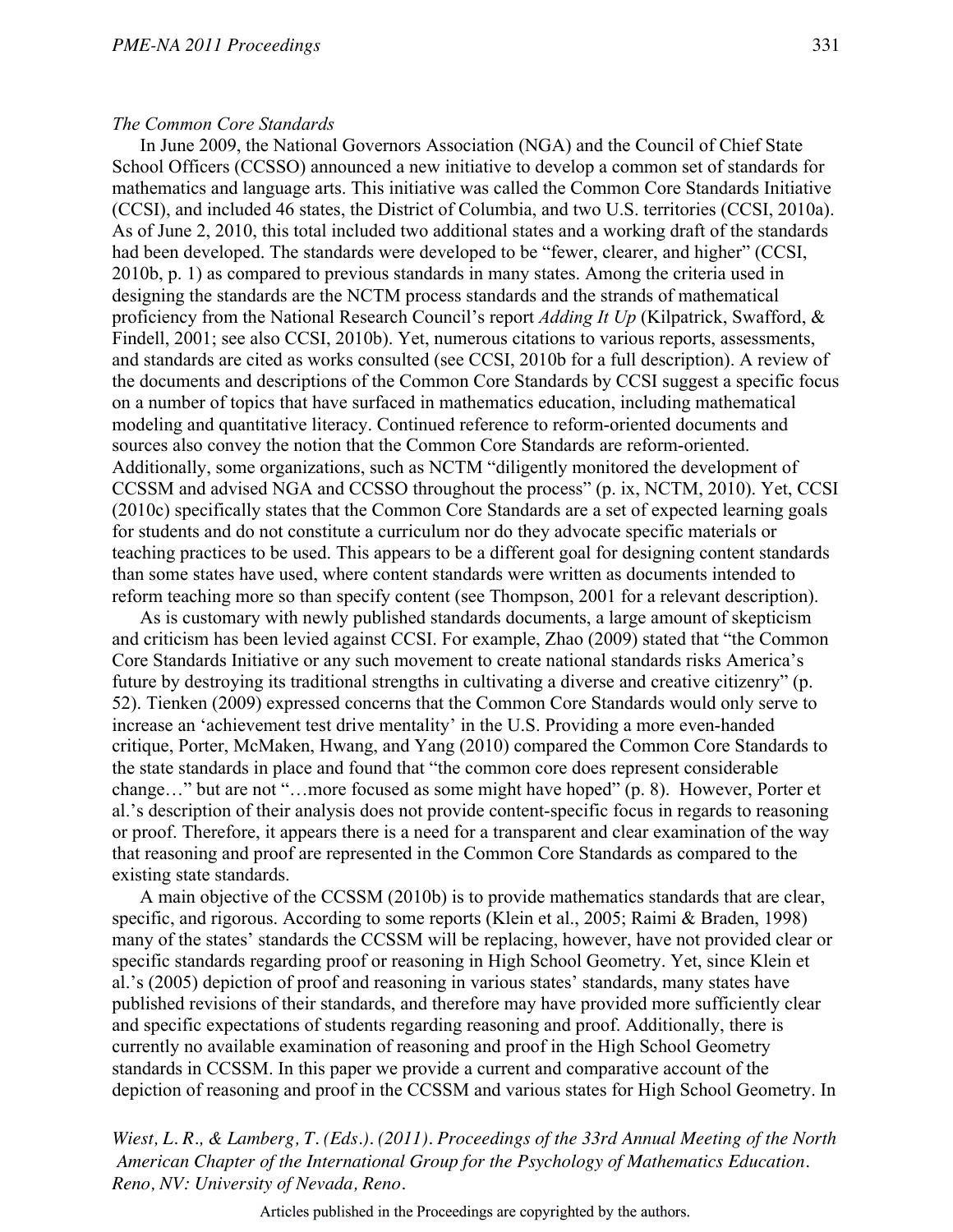*The Common Core Standards*

In June 2009, the National Governors Association (NGA) and the Council of Chief State School Officers (CCSSO) announced a new initiative to develop a common set of standards for mathematics and language arts. This initiative was called the Common Core Standards Initiative (CCSI), and included 46 states, the District of Columbia, and two U.S. territories (CCSI, 2010a). As of June 2, 2010, this total included two additional states and a working draft of the standards had been developed. The standards were developed to be "fewer, clearer, and higher" (CCSI, 2010b, p. 1) as compared to previous standards in many states. Among the criteria used in designing the standards are the NCTM process standards and the strands of mathematical proficiency from the National Research Council's report *Adding It Up* (Kilpatrick, Swafford, & Findell, 2001; see also CCSI, 2010b). Yet, numerous citations to various reports, assessments, and standards are cited as works consulted (see CCSI, 2010b for a full description). A review of the documents and descriptions of the Common Core Standards by CCSI suggest a specific focus on a number of topics that have surfaced in mathematics education, including mathematical modeling and quantitative literacy. Continued reference to reform-oriented documents and sources also convey the notion that the Common Core Standards are reform-oriented. Additionally, some organizations, such as NCTM "diligently monitored the development of CCSSM and advised NGA and CCSSO throughout the process" (p. ix, NCTM, 2010). Yet, CCSI (2010c) specifically states that the Common Core Standards are a set of expected learning goals for students and do not constitute a curriculum nor do they advocate specific materials or teaching practices to be used. This appears to be a different goal for designing content standards than some states have used, where content standards were written as documents intended to reform teaching more so than specify content (see Thompson, 2001 for a relevant description).

As is customary with newly published standards documents, a large amount of skepticism and criticism has been levied against CCSI. For example, Zhao (2009) stated that "the Common Core Standards Initiative or any such movement to create national standards risks America's future by destroying its traditional strengths in cultivating a diverse and creative citizenry" (p. 52). Tienken (2009) expressed concerns that the Common Core Standards would only serve to increase an 'achievement test drive mentality' in the U.S. Providing a more even-handed critique, Porter, McMaken, Hwang, and Yang (2010) compared the Common Core Standards to the state standards in place and found that "the common core does represent considerable change…" but are not "…more focused as some might have hoped" (p. 8). However, Porter et al.'s description of their analysis does not provide content-specific focus in regards to reasoning or proof. Therefore, it appears there is a need for a transparent and clear examination of the way that reasoning and proof are represented in the Common Core Standards as compared to the existing state standards.

A main objective of the CCSSM (2010b) is to provide mathematics standards that are clear, specific, and rigorous. According to some reports (Klein et al., 2005; Raimi & Braden, 1998) many of the states' standards the CCSSM will be replacing, however, have not provided clear or specific standards regarding proof or reasoning in High School Geometry. Yet, since Klein et al.'s (2005) depiction of proof and reasoning in various states' standards, many states have published revisions of their standards, and therefore may have provided more sufficiently clear and specific expectations of students regarding reasoning and proof. Additionally, there is currently no available examination of reasoning and proof in the High School Geometry standards in CCSSM. In this paper we provide a current and comparative account of the depiction of reasoning and proof in the CCSSM and various states for High School Geometry. In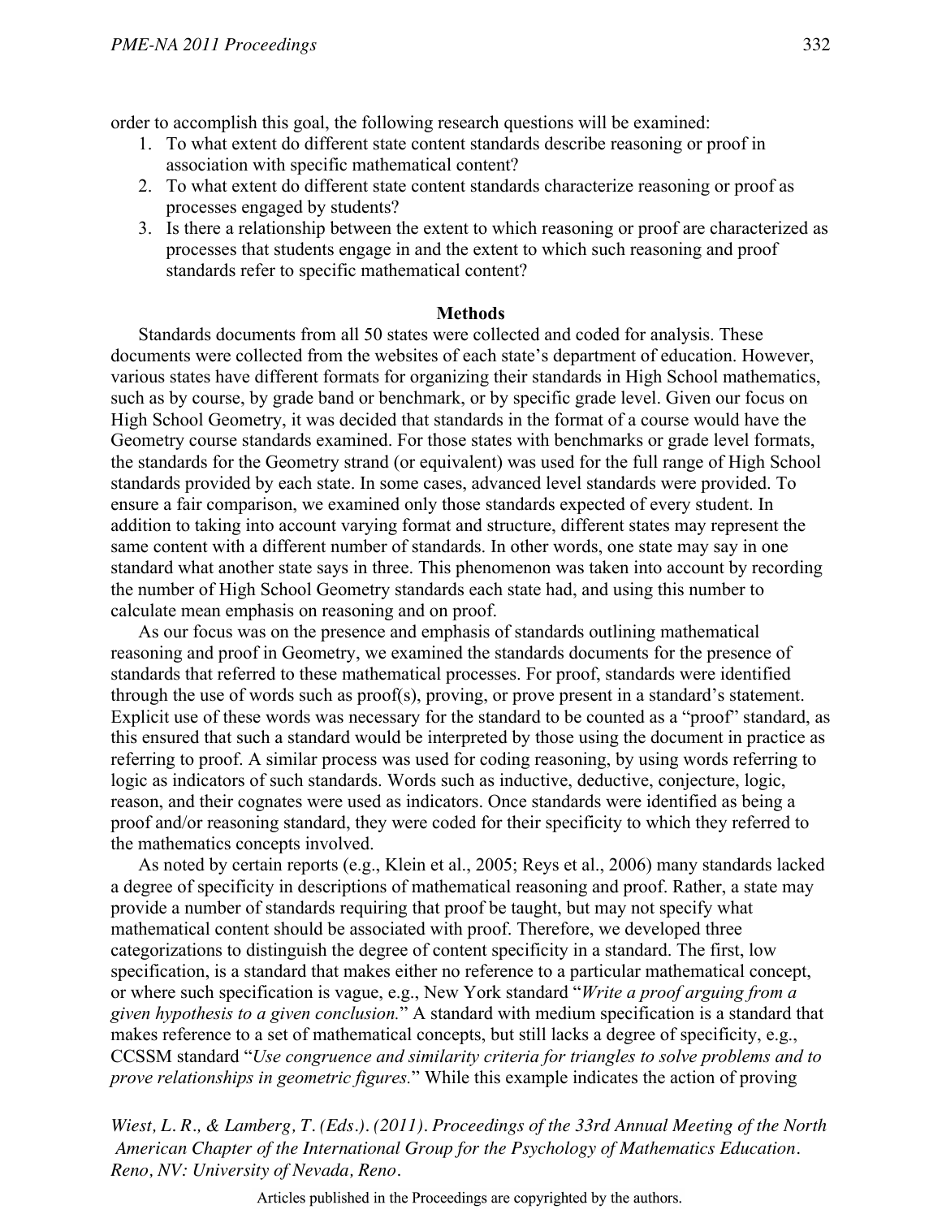order to accomplish this goal, the following research questions will be examined:

1. To what extent do different state content standards describe reasoning or proof in association with specific mathematical content?
2. To what extent do different state content standards characterize reasoning or proof as processes engaged by students?
3. Is there a relationship between the extent to which reasoning or proof are characterized as processes that students engage in and the extent to which such reasoning and proof standards refer to specific mathematical content?

## Methods

Standards documents from all 50 states were collected and coded for analysis. These documents were collected from the websites of each state's department of education. However, various states have different formats for organizing their standards in High School mathematics, such as by course, by grade band or benchmark, or by specific grade level. Given our focus on High School Geometry, it was decided that standards in the format of a course would have the Geometry course standards examined. For those states with benchmarks or grade level formats, the standards for the Geometry strand (or equivalent) was used for the full range of High School standards provided by each state. In some cases, advanced level standards were provided. To ensure a fair comparison, we examined only those standards expected of every student. In addition to taking into account varying format and structure, different states may represent the same content with a different number of standards. In other words, one state may say in one standard what another state says in three. This phenomenon was taken into account by recording the number of High School Geometry standards each state had, and using this number to calculate mean emphasis on reasoning and on proof.

As our focus was on the presence and emphasis of standards outlining mathematical reasoning and proof in Geometry, we examined the standards documents for the presence of standards that referred to these mathematical processes. For proof, standards were identified through the use of words such as proof(s), proving, or prove present in a standard's statement. Explicit use of these words was necessary for the standard to be counted as a "proof" standard, as this ensured that such a standard would be interpreted by those using the document in practice as referring to proof. A similar process was used for coding reasoning, by using words referring to logic as indicators of such standards. Words such as inductive, deductive, conjecture, logic, reason, and their cognates were used as indicators. Once standards were identified as being a proof and/or reasoning standard, they were coded for their specificity to which they referred to the mathematics concepts involved.

As noted by certain reports (e.g., Klein et al., 2005; Reys et al., 2006) many standards lacked a degree of specificity in descriptions of mathematical reasoning and proof. Rather, a state may provide a number of standards requiring that proof be taught, but may not specify what mathematical content should be associated with proof. Therefore, we developed three categorizations to distinguish the degree of content specificity in a standard. The first, low specification, is a standard that makes either no reference to a particular mathematical concept, or where such specification is vague, e.g., New York standard "*Write a proof arguing from a given hypothesis to a given conclusion.*" A standard with medium specification is a standard that makes reference to a set of mathematical concepts, but still lacks a degree of specificity, e.g., CCSSM standard "*Use congruence and similarity criteria for triangles to solve problems and to prove relationships in geometric figures.*" While this example indicates the action of proving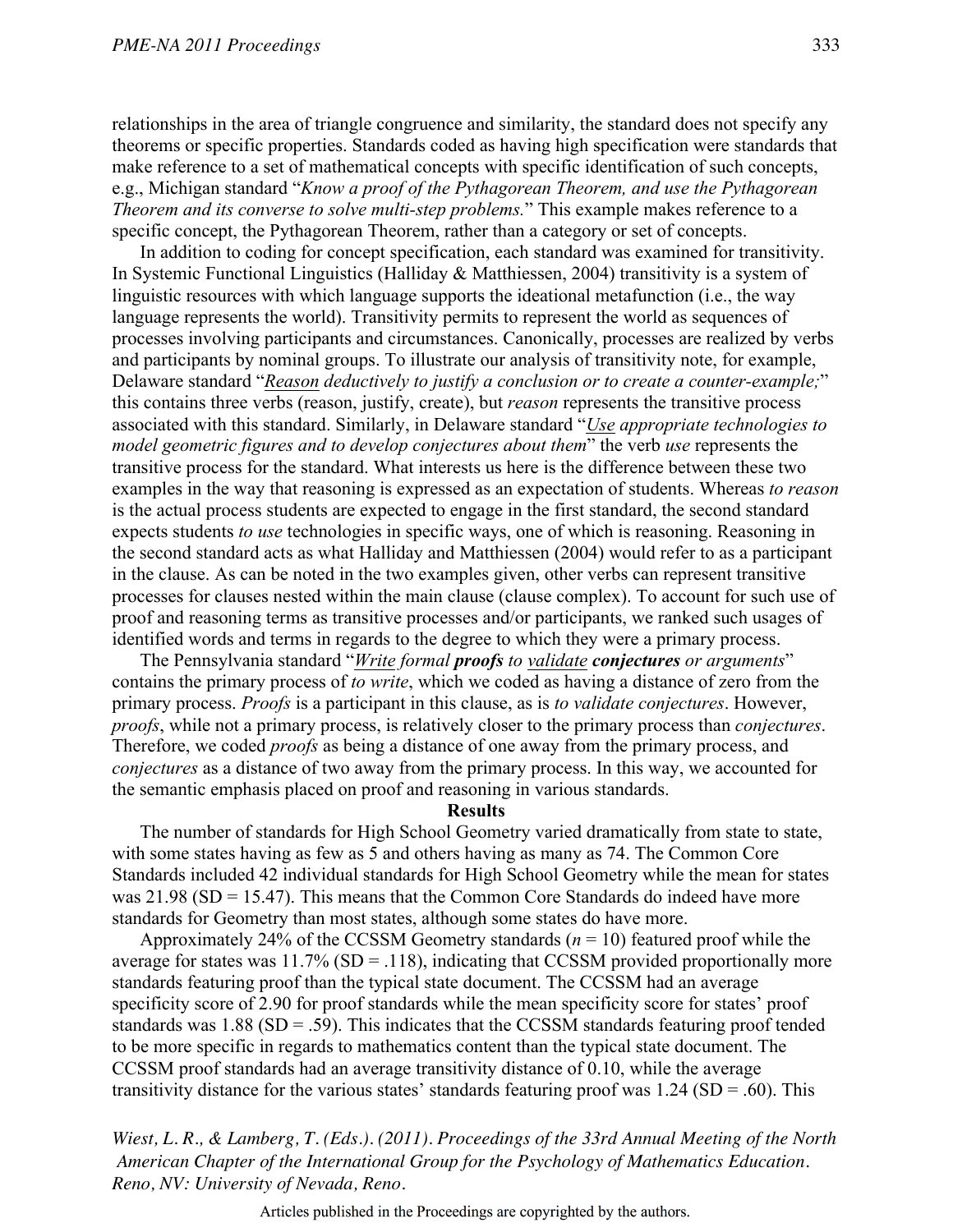relationships in the area of triangle congruence and similarity, the standard does not specify any theorems or specific properties. Standards coded as having high specification were standards that make reference to a set of mathematical concepts with specific identification of such concepts, e.g., Michigan standard "*Know a proof of the Pythagorean Theorem, and use the Pythagorean Theorem and its converse to solve multi-step problems.*" This example makes reference to a specific concept, the Pythagorean Theorem, rather than a category or set of concepts.

In addition to coding for concept specification, each standard was examined for transitivity. In Systemic Functional Linguistics (Halliday & Matthiessen, 2004) transitivity is a system of linguistic resources with which language supports the ideational metafunction (i.e., the way language represents the world). Transitivity permits to represent the world as sequences of processes involving participants and circumstances. Canonically, processes are realized by verbs and participants by nominal groups. To illustrate our analysis of transitivity note, for example, Delaware standard "*<u>Reason</u> deductively to justify a conclusion or to create a counter-example;*" this contains three verbs (reason, justify, create), but *reason* represents the transitive process associated with this standard. Similarly, in Delaware standard "*<u>Use</u> appropriate technologies to model geometric figures and to develop conjectures about them*" the verb *use* represents the transitive process for the standard. What interests us here is the difference between these two examples in the way that reasoning is expressed as an expectation of students. Whereas *to reason* is the actual process students are expected to engage in the first standard, the second standard expects students *to use* technologies in specific ways, one of which is reasoning. Reasoning in the second standard acts as what Halliday and Matthiessen (2004) would refer to as a participant in the clause. As can be noted in the two examples given, other verbs can represent transitive processes for clauses nested within the main clause (clause complex). To account for such use of proof and reasoning terms as transitive processes and/or participants, we ranked such usages of identified words and terms in regards to the degree to which they were a primary process.

The Pennsylvania standard "*<u>Write</u> formal **proofs** to <u>validate</u> **conjectures** or arguments*" contains the primary process of *to write*, which we coded as having a distance of zero from the primary process. *Proofs* is a participant in this clause, as is *to validate conjectures*. However, *proofs*, while not a primary process, is relatively closer to the primary process than *conjectures*. Therefore, we coded *proofs* as being a distance of one away from the primary process, and *conjectures* as a distance of two away from the primary process. In this way, we accounted for the semantic emphasis placed on proof and reasoning in various standards.

## Results

The number of standards for High School Geometry varied dramatically from state to state, with some states having as few as 5 and others having as many as 74. The Common Core Standards included 42 individual standards for High School Geometry while the mean for states was 21.98 (SD = 15.47). This means that the Common Core Standards do indeed have more standards for Geometry than most states, although some states do have more.

Approximately 24% of the CCSSM Geometry standards ($n$ = 10) featured proof while the average for states was 11.7% (SD = .118), indicating that CCSSM provided proportionally more standards featuring proof than the typical state document. The CCSSM had an average specificity score of 2.90 for proof standards while the mean specificity score for states' proof standards was 1.88 (SD = .59). This indicates that the CCSSM standards featuring proof tended to be more specific in regards to mathematics content than the typical state document. The CCSSM proof standards had an average transitivity distance of 0.10, while the average transitivity distance for the various states' standards featuring proof was 1.24 (SD = .60). This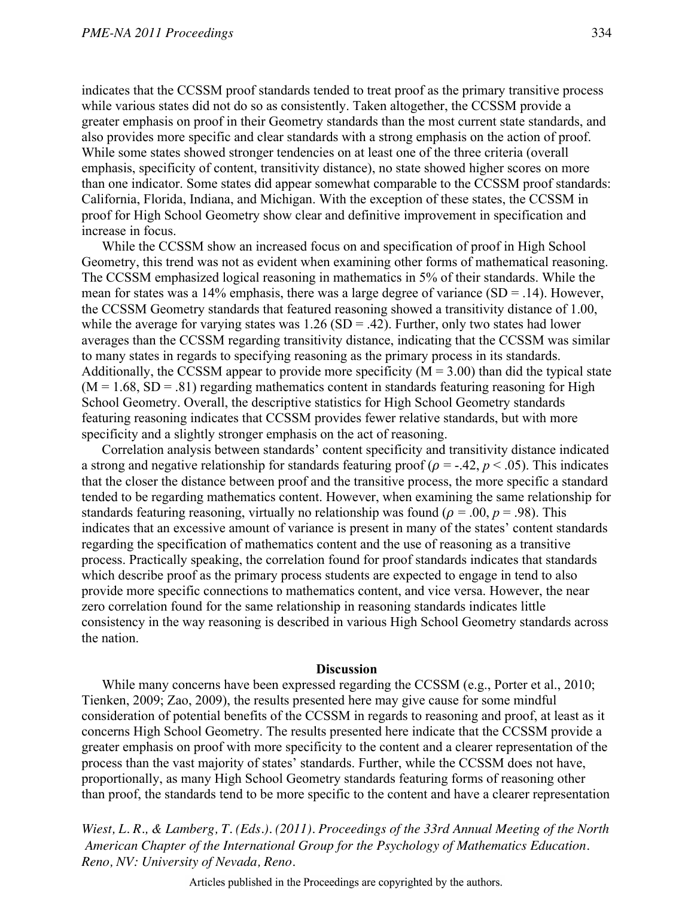indicates that the CCSSM proof standards tended to treat proof as the primary transitive process while various states did not do so as consistently. Taken altogether, the CCSSM provide a greater emphasis on proof in their Geometry standards than the most current state standards, and also provides more specific and clear standards with a strong emphasis on the action of proof. While some states showed stronger tendencies on at least one of the three criteria (overall emphasis, specificity of content, transitivity distance), no state showed higher scores on more than one indicator. Some states did appear somewhat comparable to the CCSSM proof standards: California, Florida, Indiana, and Michigan. With the exception of these states, the CCSSM in proof for High School Geometry show clear and definitive improvement in specification and increase in focus.

While the CCSSM show an increased focus on and specification of proof in High School Geometry, this trend was not as evident when examining other forms of mathematical reasoning. The CCSSM emphasized logical reasoning in mathematics in 5% of their standards. While the mean for states was a 14% emphasis, there was a large degree of variance (SD = .14). However, the CCSSM Geometry standards that featured reasoning showed a transitivity distance of 1.00, while the average for varying states was 1.26 (SD = .42). Further, only two states had lower averages than the CCSSM regarding transitivity distance, indicating that the CCSSM was similar to many states in regards to specifying reasoning as the primary process in its standards. Additionally, the CCSSM appear to provide more specificity (M = 3.00) than did the typical state (M = 1.68, SD = .81) regarding mathematics content in standards featuring reasoning for High School Geometry. Overall, the descriptive statistics for High School Geometry standards featuring reasoning indicates that CCSSM provides fewer relative standards, but with more specificity and a slightly stronger emphasis on the act of reasoning.

Correlation analysis between standards' content specificity and transitivity distance indicated a strong and negative relationship for standards featuring proof ($\rho = -.42$, $p < .05$). This indicates that the closer the distance between proof and the transitive process, the more specific a standard tended to be regarding mathematics content. However, when examining the same relationship for standards featuring reasoning, virtually no relationship was found ($\rho = .00$, $p = .98$). This indicates that an excessive amount of variance is present in many of the states' content standards regarding the specification of mathematics content and the use of reasoning as a transitive process. Practically speaking, the correlation found for proof standards indicates that standards which describe proof as the primary process students are expected to engage in tend to also provide more specific connections to mathematics content, and vice versa. However, the near zero correlation found for the same relationship in reasoning standards indicates little consistency in the way reasoning is described in various High School Geometry standards across the nation.

## Discussion

While many concerns have been expressed regarding the CCSSM (e.g., Porter et al., 2010; Tienken, 2009; Zao, 2009), the results presented here may give cause for some mindful consideration of potential benefits of the CCSSM in regards to reasoning and proof, at least as it concerns High School Geometry. The results presented here indicate that the CCSSM provide a greater emphasis on proof with more specificity to the content and a clearer representation of the process than the vast majority of states' standards. Further, while the CCSSM does not have, proportionally, as many High School Geometry standards featuring forms of reasoning other than proof, the standards tend to be more specific to the content and have a clearer representation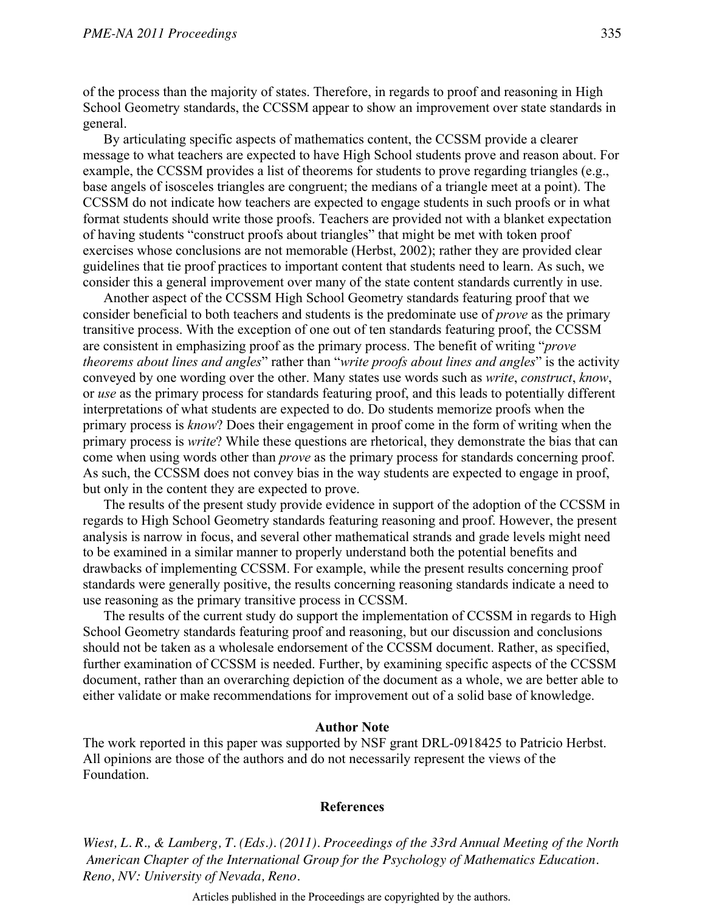of the process than the majority of states. Therefore, in regards to proof and reasoning in High School Geometry standards, the CCSSM appear to show an improvement over state standards in general.

By articulating specific aspects of mathematics content, the CCSSM provide a clearer message to what teachers are expected to have High School students prove and reason about. For example, the CCSSM provides a list of theorems for students to prove regarding triangles (e.g., base angels of isosceles triangles are congruent; the medians of a triangle meet at a point). The CCSSM do not indicate how teachers are expected to engage students in such proofs or in what format students should write those proofs. Teachers are provided not with a blanket expectation of having students "construct proofs about triangles" that might be met with token proof exercises whose conclusions are not memorable (Herbst, 2002); rather they are provided clear guidelines that tie proof practices to important content that students need to learn. As such, we consider this a general improvement over many of the state content standards currently in use.

Another aspect of the CCSSM High School Geometry standards featuring proof that we consider beneficial to both teachers and students is the predominate use of *prove* as the primary transitive process. With the exception of one out of ten standards featuring proof, the CCSSM are consistent in emphasizing proof as the primary process. The benefit of writing "*prove theorems about lines and angles*" rather than "*write proofs about lines and angles*" is the activity conveyed by one wording over the other. Many states use words such as *write*, *construct*, *know*, or *use* as the primary process for standards featuring proof, and this leads to potentially different interpretations of what students are expected to do. Do students memorize proofs when the primary process is *know*? Does their engagement in proof come in the form of writing when the primary process is *write*? While these questions are rhetorical, they demonstrate the bias that can come when using words other than *prove* as the primary process for standards concerning proof. As such, the CCSSM does not convey bias in the way students are expected to engage in proof, but only in the content they are expected to prove.

The results of the present study provide evidence in support of the adoption of the CCSSM in regards to High School Geometry standards featuring reasoning and proof. However, the present analysis is narrow in focus, and several other mathematical strands and grade levels might need to be examined in a similar manner to properly understand both the potential benefits and drawbacks of implementing CCSSM. For example, while the present results concerning proof standards were generally positive, the results concerning reasoning standards indicate a need to use reasoning as the primary transitive process in CCSSM.

The results of the current study do support the implementation of CCSSM in regards to High School Geometry standards featuring proof and reasoning, but our discussion and conclusions should not be taken as a wholesale endorsement of the CCSSM document. Rather, as specified, further examination of CCSSM is needed. Further, by examining specific aspects of the CCSSM document, rather than an overarching depiction of the document as a whole, we are better able to either validate or make recommendations for improvement out of a solid base of knowledge.

## Author Note

The work reported in this paper was supported by NSF grant DRL-0918425 to Patricio Herbst. All opinions are those of the authors and do not necessarily represent the views of the Foundation.

## References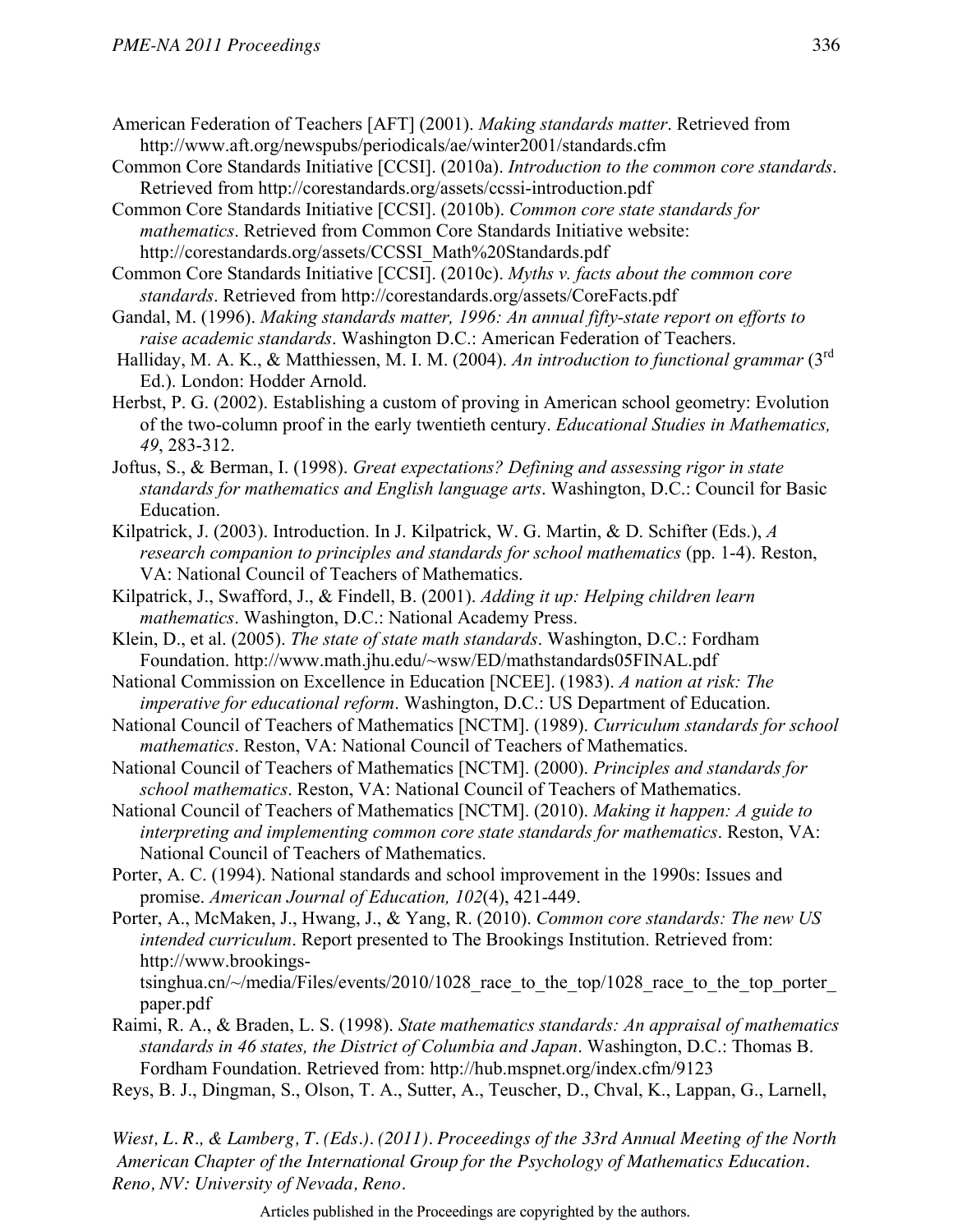American Federation of Teachers [AFT] (2001). *Making standards matter*. Retrieved from http://www.aft.org/newspubs/periodicals/ae/winter2001/standards.cfm

Common Core Standards Initiative [CCSI]. (2010a). *Introduction to the common core standards*. Retrieved from http://corestandards.org/assets/ccssi-introduction.pdf

Common Core Standards Initiative [CCSI]. (2010b). *Common core state standards for mathematics*. Retrieved from Common Core Standards Initiative website: http://corestandards.org/assets/CCSSI_Math%20Standards.pdf

Common Core Standards Initiative [CCSI]. (2010c). *Myths v. facts about the common core standards*. Retrieved from http://corestandards.org/assets/CoreFacts.pdf

Gandal, M. (1996). *Making standards matter, 1996: An annual fifty-state report on efforts to raise academic standards*. Washington D.C.: American Federation of Teachers.

Halliday, M. A. K., & Matthiessen, M. I. M. (2004). *An introduction to functional grammar* (3rd Ed.). London: Hodder Arnold.

Herbst, P. G. (2002). Establishing a custom of proving in American school geometry: Evolution of the two-column proof in the early twentieth century. *Educational Studies in Mathematics, 49*, 283-312.

Joftus, S., & Berman, I. (1998). *Great expectations? Defining and assessing rigor in state standards for mathematics and English language arts*. Washington, D.C.: Council for Basic Education.

Kilpatrick, J. (2003). Introduction. In J. Kilpatrick, W. G. Martin, & D. Schifter (Eds.), *A research companion to principles and standards for school mathematics* (pp. 1-4). Reston, VA: National Council of Teachers of Mathematics.

Kilpatrick, J., Swafford, J., & Findell, B. (2001). *Adding it up: Helping children learn mathematics*. Washington, D.C.: National Academy Press.

Klein, D., et al. (2005). *The state of state math standards*. Washington, D.C.: Fordham Foundation. http://www.math.jhu.edu/~wsw/ED/mathstandards05FINAL.pdf

National Commission on Excellence in Education [NCEE]. (1983). *A nation at risk: The imperative for educational reform*. Washington, D.C.: US Department of Education.

National Council of Teachers of Mathematics [NCTM]. (1989). *Curriculum standards for school mathematics*. Reston, VA: National Council of Teachers of Mathematics.

National Council of Teachers of Mathematics [NCTM]. (2000). *Principles and standards for school mathematics*. Reston, VA: National Council of Teachers of Mathematics.

National Council of Teachers of Mathematics [NCTM]. (2010). *Making it happen: A guide to interpreting and implementing common core state standards for mathematics*. Reston, VA: National Council of Teachers of Mathematics.

Porter, A. C. (1994). National standards and school improvement in the 1990s: Issues and promise. *American Journal of Education, 102*(4), 421-449.

Porter, A., McMaken, J., Hwang, J., & Yang, R. (2010). *Common core standards: The new US intended curriculum*. Report presented to The Brookings Institution. Retrieved from: http://www.brookings-tsinghua.cn/~/media/Files/events/2010/1028_race_to_the_top/1028_race_to_the_top_porter_paper.pdf

Raimi, R. A., & Braden, L. S. (1998). *State mathematics standards: An appraisal of mathematics standards in 46 states, the District of Columbia and Japan*. Washington, D.C.: Thomas B. Fordham Foundation. Retrieved from: http://hub.mspnet.org/index.cfm/9123

Reys, B. J., Dingman, S., Olson, T. A., Sutter, A., Teuscher, D., Chval, K., Lappan, G., Larnell,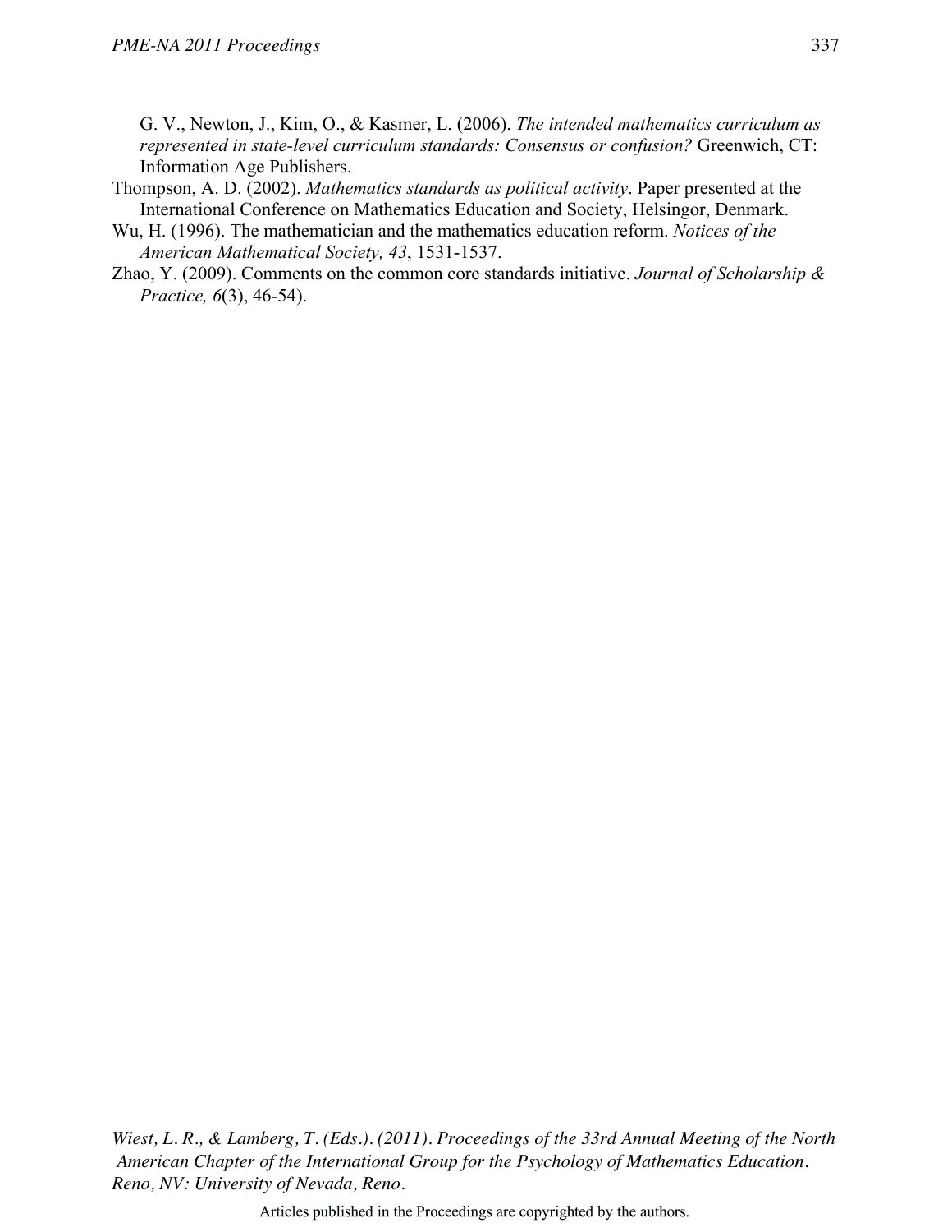G. V., Newton, J., Kim, O., & Kasmer, L. (2006). *The intended mathematics curriculum as represented in state-level curriculum standards: Consensus or confusion?* Greenwich, CT: Information Age Publishers.

Thompson, A. D. (2002). *Mathematics standards as political activity*. Paper presented at the International Conference on Mathematics Education and Society, Helsingor, Denmark.

Wu, H. (1996). The mathematician and the mathematics education reform. *Notices of the American Mathematical Society, 43*, 1531-1537.

Zhao, Y. (2009). Comments on the common core standards initiative. *Journal of Scholarship & Practice, 6*(3), 46-54).